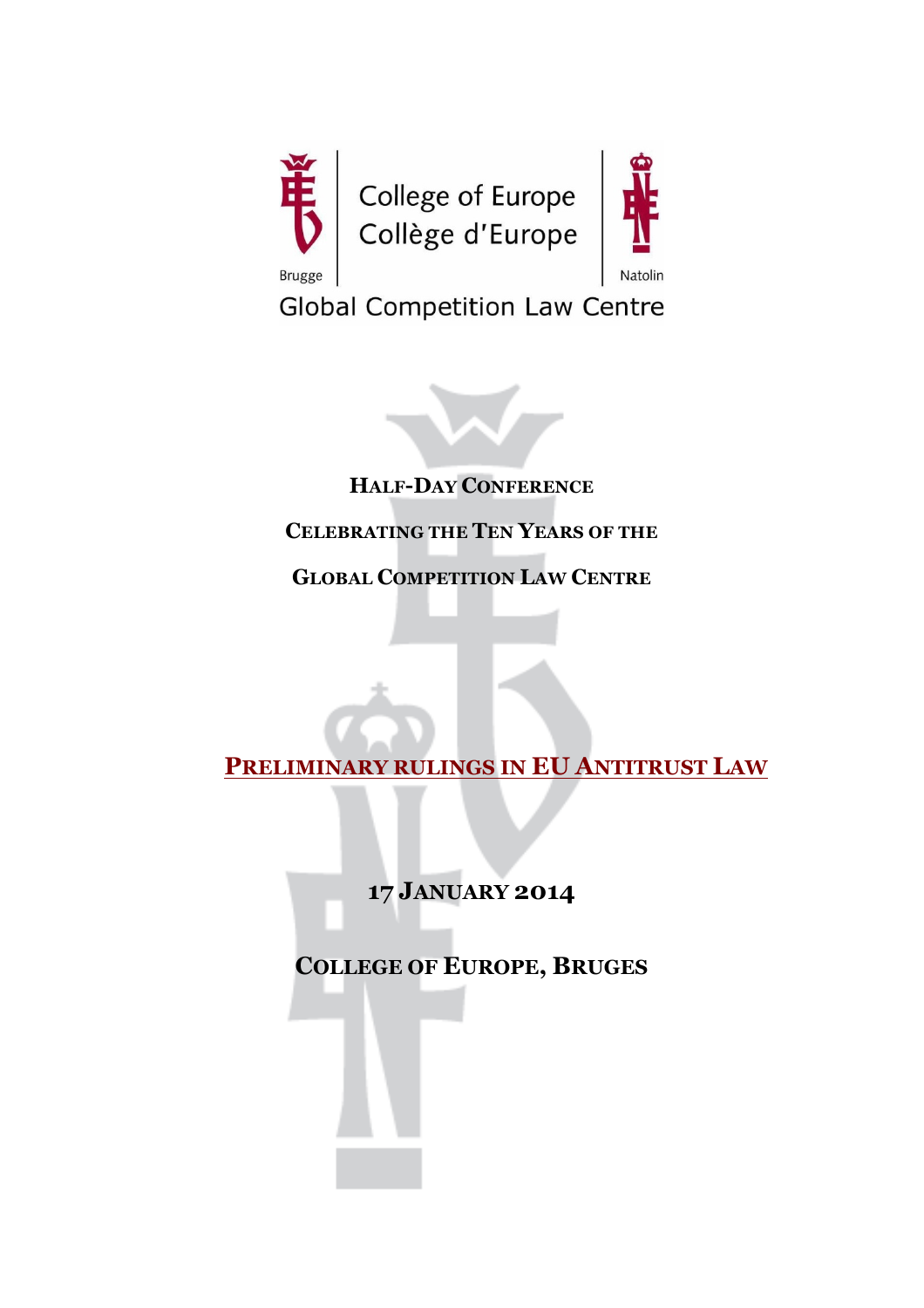College of Europe
Collège d'Europe

Brugge | Natolin

Global Competition Law Centre

## HALF-DAY CONFERENCE

## CELEBRATING THE TEN YEARS OF THE GLOBAL COMPETITION LAW CENTRE

# PRELIMINARY RULINGS IN EU ANTITRUST LAW

**17 JANUARY 2014**

**COLLEGE OF EUROPE, BRUGES**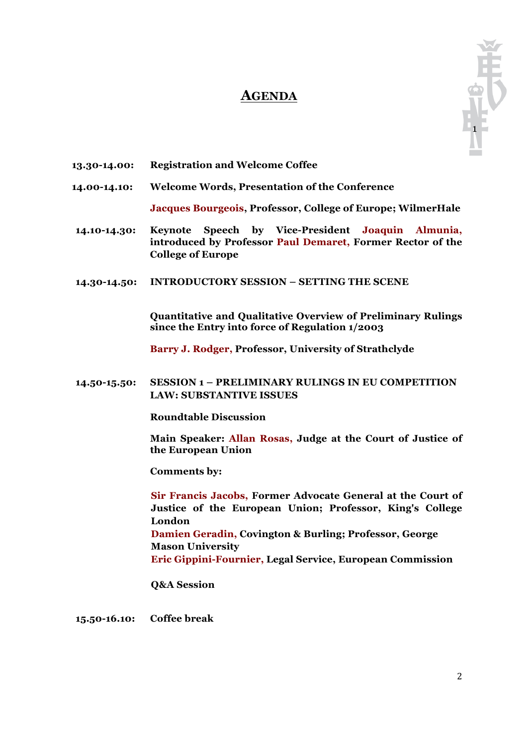# Agenda

**13.30-14.00:** **Registration and Welcome Coffee**

**14.00-14.10:** **Welcome Words, Presentation of the Conference**

**Jacques Bourgeois, Professor, College of Europe; WilmerHale**

**14.10-14.30:** **Keynote Speech by Vice-President Joaquin Almunia, introduced by Professor Paul Demaret, Former Rector of the College of Europe**

**14.30-14.50:** **INTRODUCTORY SESSION – SETTING THE SCENE**

**Quantitative and Qualitative Overview of Preliminary Rulings since the Entry into force of Regulation 1/2003**

**Barry J. Rodger, Professor, University of Strathclyde**

**14.50-15.50:** **SESSION 1 – PRELIMINARY RULINGS IN EU COMPETITION LAW: SUBSTANTIVE ISSUES**

**Roundtable Discussion**

**Main Speaker: Allan Rosas, Judge at the Court of Justice of the European Union**

**Comments by:**

**Sir Francis Jacobs, Former Advocate General at the Court of Justice of the European Union; Professor, King's College London**
**Damien Geradin, Covington & Burling; Professor, George Mason University**
**Eric Gippini-Fournier, Legal Service, European Commission**

**Q&A Session**

**15.50-16.10:** **Coffee break**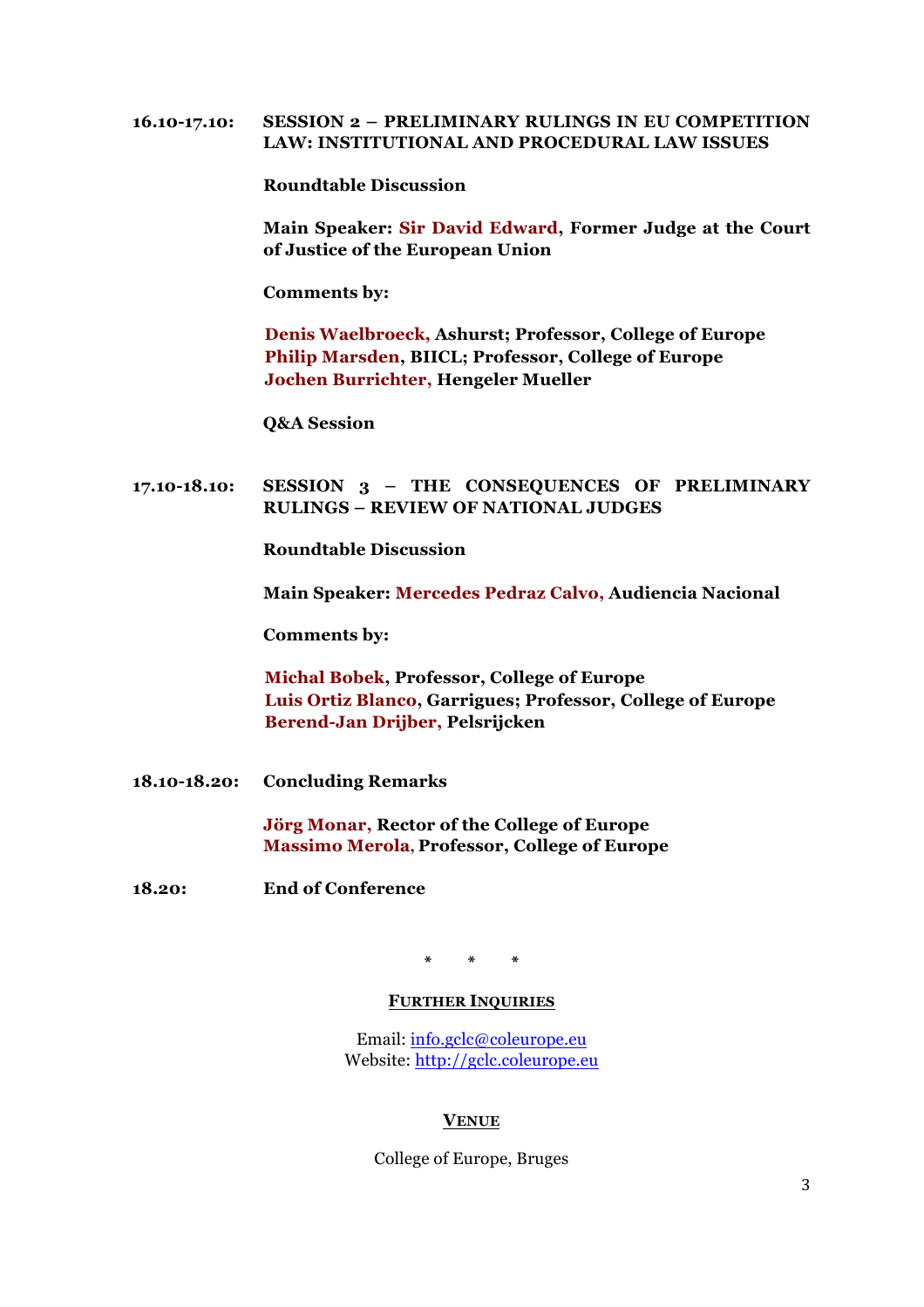**16.10-17.10: SESSION 2 – PRELIMINARY RULINGS IN EU COMPETITION LAW: INSTITUTIONAL AND PROCEDURAL LAW ISSUES**

**Roundtable Discussion**

**Main Speaker: Sir David Edward, Former Judge at the Court of Justice of the European Union**

**Comments by:**

**Denis Waelbroeck, Ashurst; Professor, College of Europe**
**Philip Marsden, BIICL; Professor, College of Europe**
**Jochen Burrichter, Hengeler Mueller**

**Q&A Session**

**17.10-18.10: SESSION 3 – THE CONSEQUENCES OF PRELIMINARY RULINGS – REVIEW OF NATIONAL JUDGES**

**Roundtable Discussion**

**Main Speaker: Mercedes Pedraz Calvo, Audiencia Nacional**

**Comments by:**

**Michal Bobek, Professor, College of Europe**
**Luis Ortiz Blanco, Garrigues; Professor, College of Europe**
**Berend-Jan Drijber, Pelsrijcken**

**18.10-18.20: Concluding Remarks**

**Jörg Monar, Rector of the College of Europe**
**Massimo Merola, Professor, College of Europe**

**18.20: End of Conference**

\* \* \*

**FURTHER INQUIRIES**

Email: info.gclc@coleurope.eu
Website: http://gclc.coleurope.eu

**VENUE**

College of Europe, Bruges